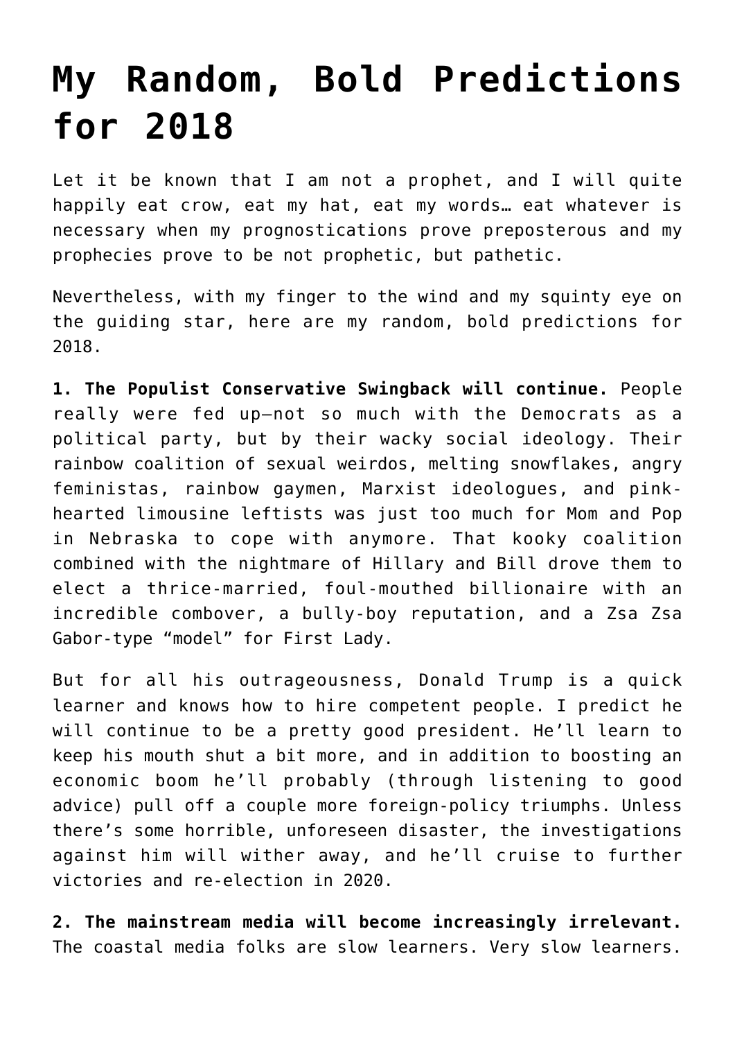# My Random, Bold Predictions for 2018

Let it be known that I am not a prophet, and I will quite happily eat crow, eat my hat, eat my words… eat whatever is necessary when my prognostications prove preposterous and my prophecies prove to be not prophetic, but pathetic.

Nevertheless, with my finger to the wind and my squinty eye on the guiding star, here are my random, bold predictions for 2018.

**1. The Populist Conservative Swingback will continue.** People really were fed up—not so much with the Democrats as a political party, but by their wacky social ideology. Their rainbow coalition of sexual weirdos, melting snowflakes, angry feministas, rainbow gaymen, Marxist ideologues, and pink-hearted limousine leftists was just too much for Mom and Pop in Nebraska to cope with anymore. That kooky coalition combined with the nightmare of Hillary and Bill drove them to elect a thrice-married, foul-mouthed billionaire with an incredible combover, a bully-boy reputation, and a Zsa Zsa Gabor-type "model" for First Lady.

But for all his outrageousness, Donald Trump is a quick learner and knows how to hire competent people. I predict he will continue to be a pretty good president. He'll learn to keep his mouth shut a bit more, and in addition to boosting an economic boom he'll probably (through listening to good advice) pull off a couple more foreign-policy triumphs. Unless there's some horrible, unforeseen disaster, the investigations against him will wither away, and he'll cruise to further victories and re-election in 2020.

**2. The mainstream media will become increasingly irrelevant.** The coastal media folks are slow learners. Very slow learners.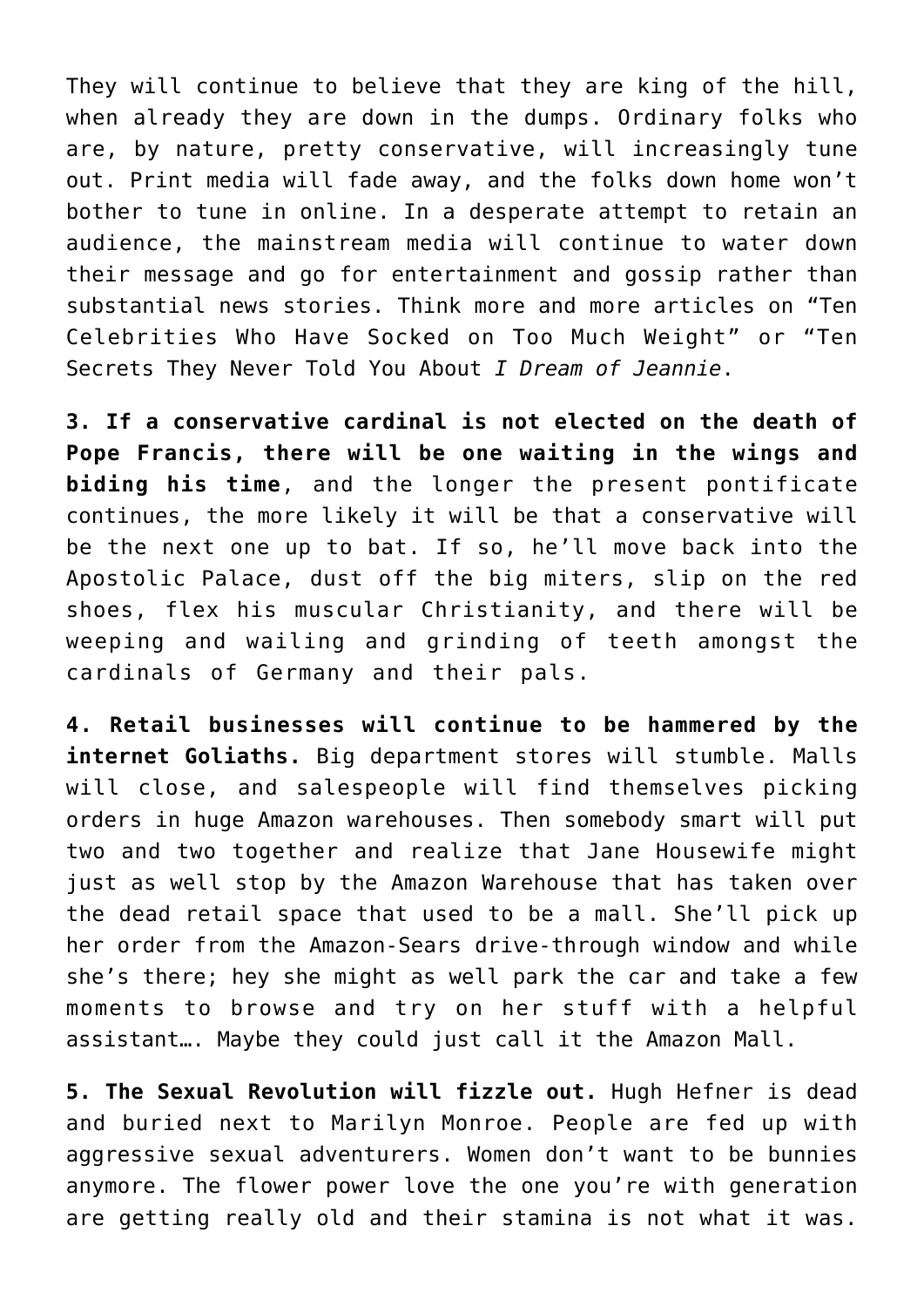They will continue to believe that they are king of the hill, when already they are down in the dumps. Ordinary folks who are, by nature, pretty conservative, will increasingly tune out. Print media will fade away, and the folks down home won't bother to tune in online. In a desperate attempt to retain an audience, the mainstream media will continue to water down their message and go for entertainment and gossip rather than substantial news stories. Think more and more articles on "Ten Celebrities Who Have Socked on Too Much Weight" or "Ten Secrets They Never Told You About *I Dream of Jeannie*.

**3. If a conservative cardinal is not elected on the death of Pope Francis, there will be one waiting in the wings and biding his time**, and the longer the present pontificate continues, the more likely it will be that a conservative will be the next one up to bat. If so, he'll move back into the Apostolic Palace, dust off the big miters, slip on the red shoes, flex his muscular Christianity, and there will be weeping and wailing and grinding of teeth amongst the cardinals of Germany and their pals.

**4. Retail businesses will continue to be hammered by the internet Goliaths.** Big department stores will stumble. Malls will close, and salespeople will find themselves picking orders in huge Amazon warehouses. Then somebody smart will put two and two together and realize that Jane Housewife might just as well stop by the Amazon Warehouse that has taken over the dead retail space that used to be a mall. She'll pick up her order from the Amazon-Sears drive-through window and while she's there; hey she might as well park the car and take a few moments to browse and try on her stuff with a helpful assistant…. Maybe they could just call it the Amazon Mall.

**5. The Sexual Revolution will fizzle out.** Hugh Hefner is dead and buried next to Marilyn Monroe. People are fed up with aggressive sexual adventurers. Women don't want to be bunnies anymore. The flower power love the one you're with generation are getting really old and their stamina is not what it was.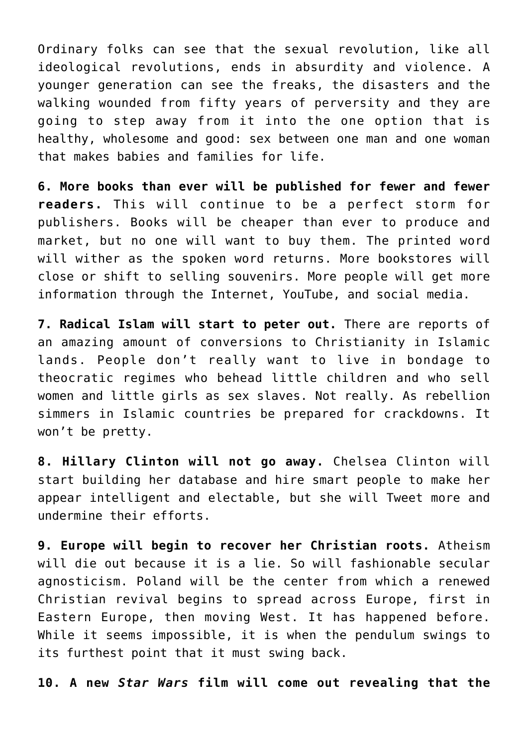Ordinary folks can see that the sexual revolution, like all ideological revolutions, ends in absurdity and violence. A younger generation can see the freaks, the disasters and the walking wounded from fifty years of perversity and they are going to step away from it into the one option that is healthy, wholesome and good: sex between one man and one woman that makes babies and families for life.

**6. More books than ever will be published for fewer and fewer readers.** This will continue to be a perfect storm for publishers. Books will be cheaper than ever to produce and market, but no one will want to buy them. The printed word will wither as the spoken word returns. More bookstores will close or shift to selling souvenirs. More people will get more information through the Internet, YouTube, and social media.

**7. Radical Islam will start to peter out.** There are reports of an amazing amount of conversions to Christianity in Islamic lands. People don't really want to live in bondage to theocratic regimes who behead little children and who sell women and little girls as sex slaves. Not really. As rebellion simmers in Islamic countries be prepared for crackdowns. It won't be pretty.

**8. Hillary Clinton will not go away.** Chelsea Clinton will start building her database and hire smart people to make her appear intelligent and electable, but she will Tweet more and undermine their efforts.

**9. Europe will begin to recover her Christian roots.** Atheism will die out because it is a lie. So will fashionable secular agnosticism. Poland will be the center from which a renewed Christian revival begins to spread across Europe, first in Eastern Europe, then moving West. It has happened before. While it seems impossible, it is when the pendulum swings to its furthest point that it must swing back.

**10. A new *Star Wars* film will come out revealing that the**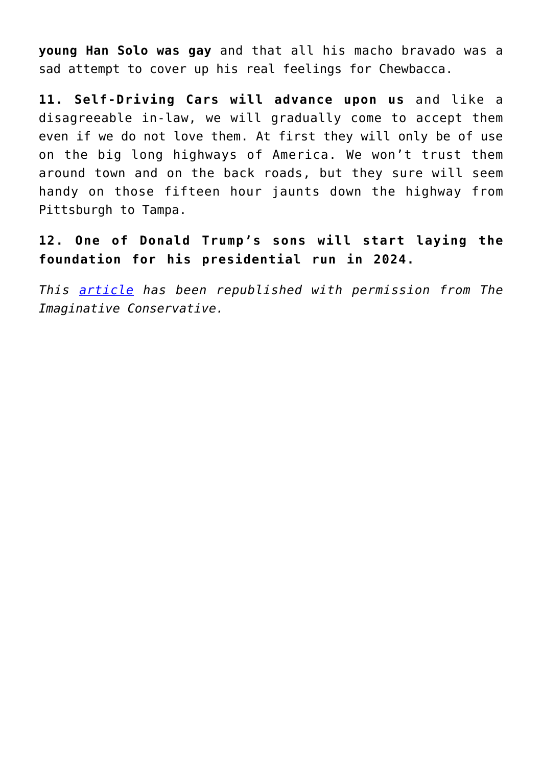**young Han Solo was gay** and that all his macho bravado was a sad attempt to cover up his real feelings for Chewbacca.

**11. Self-Driving Cars will advance upon us** and like a disagreeable in-law, we will gradually come to accept them even if we do not love them. At first they will only be of use on the big long highways of America. We won't trust them around town and on the back roads, but they sure will seem handy on those fifteen hour jaunts down the highway from Pittsburgh to Tampa.

**12. One of Donald Trump's sons will start laying the foundation for his presidential run in 2024.**

*This [article](article) has been republished with permission from The Imaginative Conservative.*